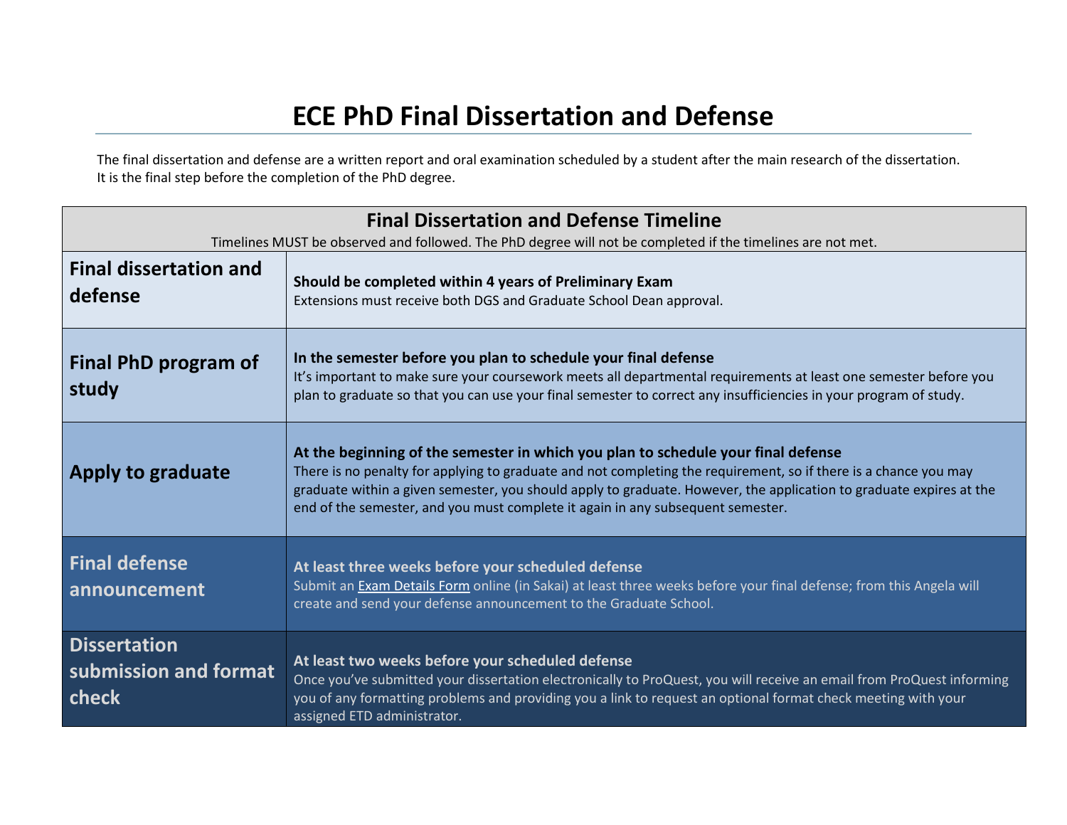# ECE PhD Final Dissertation and Defense

The final dissertation and defense are a written report and oral examination scheduled by a student after the main research of the dissertation. It is the final step before the completion of the PhD degree.

| Final Dissertation and Defense Timeline<br>Timelines MUST be observed and followed. The PhD degree will not be completed if the timelines are not met. | |
|---|---|
| **Final dissertation and defense** | **Should be completed within 4 years of Preliminary Exam**<br>Extensions must receive both DGS and Graduate School Dean approval. |
| **Final PhD program of study** | **In the semester before you plan to schedule your final defense**<br>It's important to make sure your coursework meets all departmental requirements at least one semester before you plan to graduate so that you can use your final semester to correct any insufficiencies in your program of study. |
| **Apply to graduate** | **At the beginning of the semester in which you plan to schedule your final defense**<br>There is no penalty for applying to graduate and not completing the requirement, so if there is a chance you may graduate within a given semester, you should apply to graduate. However, the application to graduate expires at the end of the semester, and you must complete it again in any subsequent semester. |
| **Final defense announcement** | **At least three weeks before your scheduled defense**<br>Submit an Exam Details Form online (in Sakai) at least three weeks before your final defense; from this Angela will create and send your defense announcement to the Graduate School. |
| **Dissertation submission and format check** | **At least two weeks before your scheduled defense**<br>Once you've submitted your dissertation electronically to ProQuest, you will receive an email from ProQuest informing you of any formatting problems and providing you a link to request an optional format check meeting with your assigned ETD administrator. |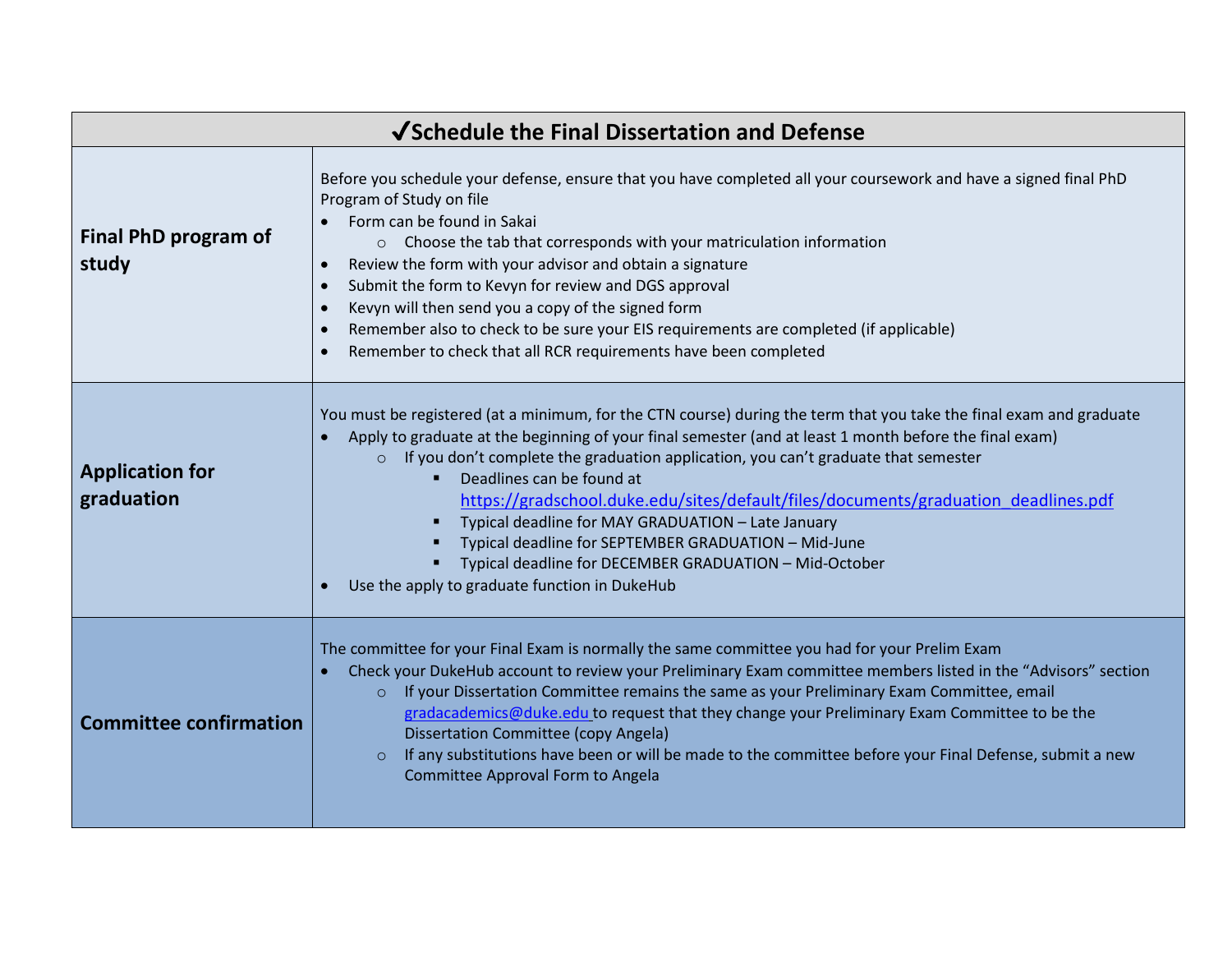| ✔Schedule the Final Dissertation and Defense | |
|---|---|
| **Final PhD program of study** | Before you schedule your defense, ensure that you have completed all your coursework and have a signed final PhD Program of Study on file<br>• Form can be found in Sakai<br>&nbsp;&nbsp;&nbsp;&nbsp;○ Choose the tab that corresponds with your matriculation information<br>• Review the form with your advisor and obtain a signature<br>• Submit the form to Kevyn for review and DGS approval<br>• Kevyn will then send you a copy of the signed form<br>• Remember also to check to be sure your EIS requirements are completed (if applicable)<br>• Remember to check that all RCR requirements have been completed |
| **Application for graduation** | You must be registered (at a minimum, for the CTN course) during the term that you take the final exam and graduate<br>• Apply to graduate at the beginning of your final semester (and at least 1 month before the final exam)<br>&nbsp;&nbsp;&nbsp;&nbsp;○ If you don't complete the graduation application, you can't graduate that semester<br>&nbsp;&nbsp;&nbsp;&nbsp;&nbsp;&nbsp;&nbsp;&nbsp;▪ Deadlines can be found at https://gradschool.duke.edu/sites/default/files/documents/graduation_deadlines.pdf<br>&nbsp;&nbsp;&nbsp;&nbsp;&nbsp;&nbsp;&nbsp;&nbsp;▪ Typical deadline for MAY GRADUATION – Late January<br>&nbsp;&nbsp;&nbsp;&nbsp;&nbsp;&nbsp;&nbsp;&nbsp;▪ Typical deadline for SEPTEMBER GRADUATION – Mid-June<br>&nbsp;&nbsp;&nbsp;&nbsp;&nbsp;&nbsp;&nbsp;&nbsp;▪ Typical deadline for DECEMBER GRADUATION – Mid-October<br>• Use the apply to graduate function in DukeHub |
| **Committee confirmation** | The committee for your Final Exam is normally the same committee you had for your Prelim Exam<br>• Check your DukeHub account to review your Preliminary Exam committee members listed in the "Advisors" section<br>&nbsp;&nbsp;&nbsp;&nbsp;○ If your Dissertation Committee remains the same as your Preliminary Exam Committee, email gradacademics@duke.edu to request that they change your Preliminary Exam Committee to be the Dissertation Committee (copy Angela)<br>&nbsp;&nbsp;&nbsp;&nbsp;○ If any substitutions have been or will be made to the committee before your Final Defense, submit a new Committee Approval Form to Angela |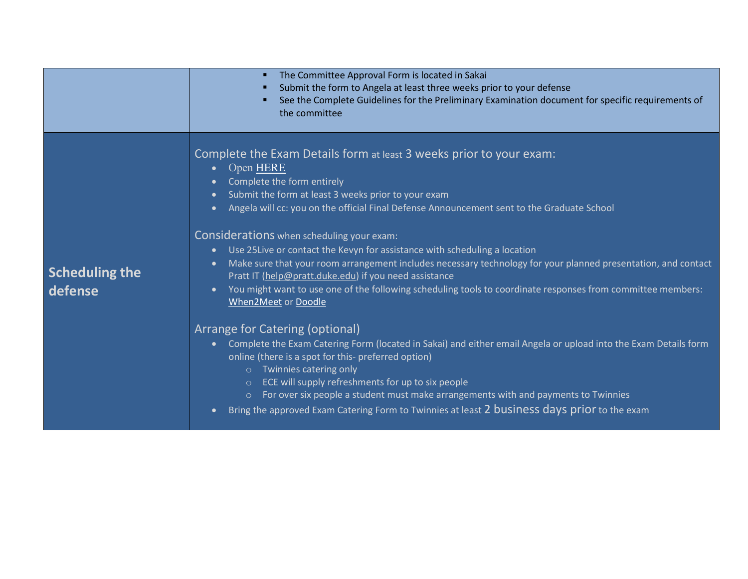| | |
|---|---|
| | ▪ The Committee Approval Form is located in Sakai<br>▪ Submit the form to Angela at least three weeks prior to your defense<br>▪ See the Complete Guidelines for the Preliminary Examination document for specific requirements of the committee |
| **Scheduling the defense** | Complete the Exam Details form at least 3 weeks prior to your exam:<br>• Open HERE<br>• Complete the form entirely<br>• Submit the form at least 3 weeks prior to your exam<br>• Angela will cc: you on the official Final Defense Announcement sent to the Graduate School<br><br>Considerations when scheduling your exam:<br>• Use 25Live or contact the Kevyn for assistance with scheduling a location<br>• Make sure that your room arrangement includes necessary technology for your planned presentation, and contact Pratt IT (help@pratt.duke.edu) if you need assistance<br>• You might want to use one of the following scheduling tools to coordinate responses from committee members: When2Meet or Doodle<br><br>Arrange for Catering (optional)<br>• Complete the Exam Catering Form (located in Sakai) and either email Angela or upload into the Exam Details form online (there is a spot for this- preferred option)<br>  ○ Twinnies catering only<br>  ○ ECE will supply refreshments for up to six people<br>  ○ For over six people a student must make arrangements with and payments to Twinnies<br>• Bring the approved Exam Catering Form to Twinnies at least 2 business days prior to the exam |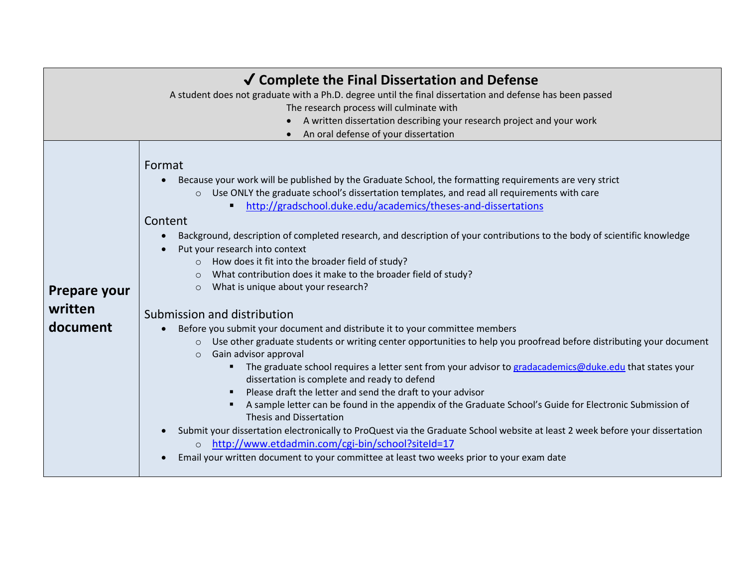## ✔ Complete the Final Dissertation and Defense

A student does not graduate with a Ph.D. degree until the final dissertation and defense has been passed

The research process will culminate with

- A written dissertation describing your research project and your work
- An oral defense of your dissertation

### Prepare your written document

Format

- Because your work will be published by the Graduate School, the formatting requirements are very strict
  - Use ONLY the graduate school's dissertation templates, and read all requirements with care
    - http://gradschool.duke.edu/academics/theses-and-dissertations

Content

- Background, description of completed research, and description of your contributions to the body of scientific knowledge
- Put your research into context
  - How does it fit into the broader field of study?
  - What contribution does it make to the broader field of study?
  - What is unique about your research?

Submission and distribution

- Before you submit your document and distribute it to your committee members
  - Use other graduate students or writing center opportunities to help you proofread before distributing your document
  - Gain advisor approval
    - The graduate school requires a letter sent from your advisor to gradacademics@duke.edu that states your dissertation is complete and ready to defend
    - Please draft the letter and send the draft to your advisor
    - A sample letter can be found in the appendix of the Graduate School's Guide for Electronic Submission of Thesis and Dissertation
- Submit your dissertation electronically to ProQuest via the Graduate School website at least 2 week before your dissertation
  - http://www.etdadmin.com/cgi-bin/school?siteId=17
- Email your written document to your committee at least two weeks prior to your exam date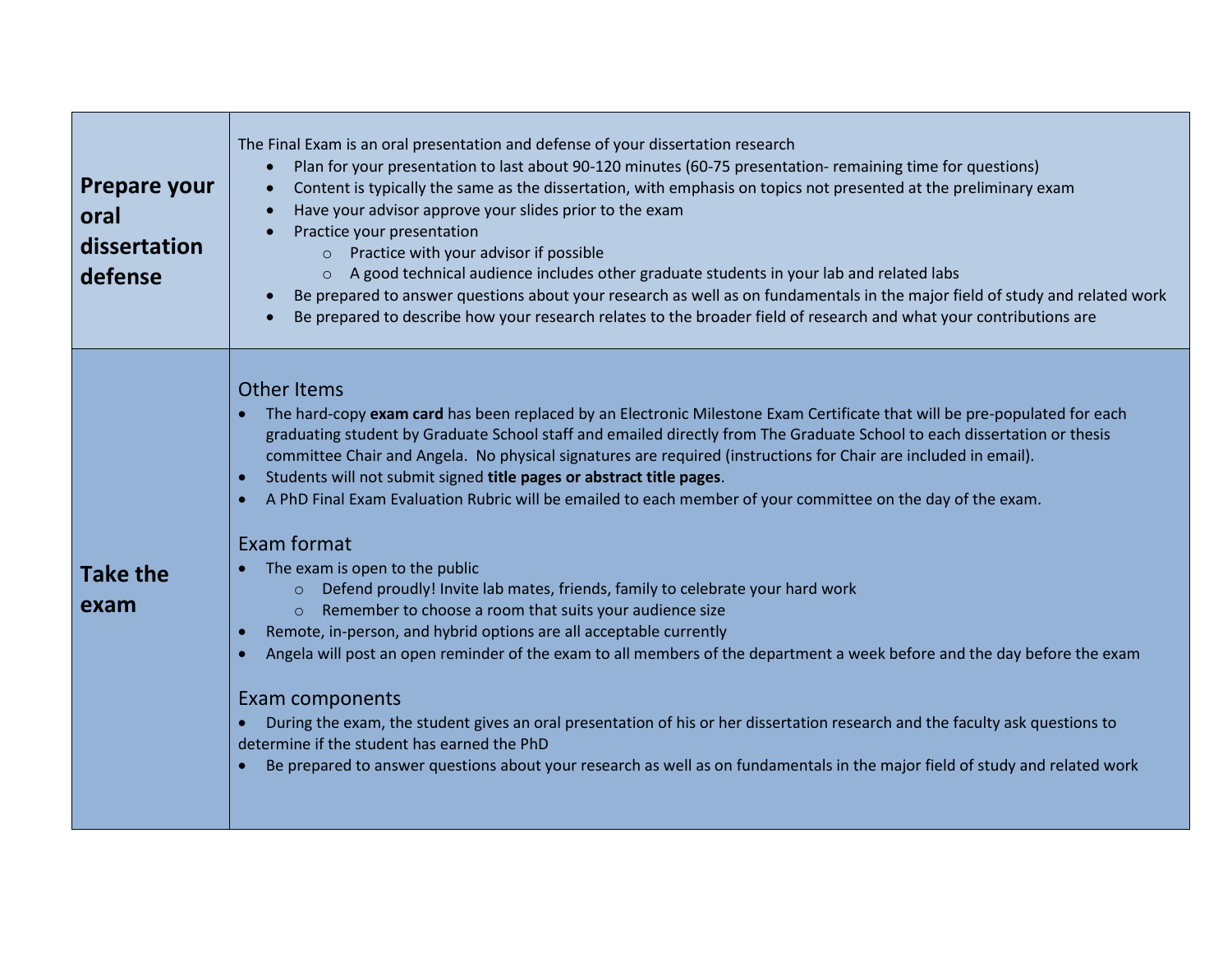| | |
|---|---|
| **Prepare your oral dissertation defense** | The Final Exam is an oral presentation and defense of your dissertation research<br>• Plan for your presentation to last about 90-120 minutes (60-75 presentation- remaining time for questions)<br>• Content is typically the same as the dissertation, with emphasis on topics not presented at the preliminary exam<br>• Have your advisor approve your slides prior to the exam<br>• Practice your presentation<br>  ○ Practice with your advisor if possible<br>  ○ A good technical audience includes other graduate students in your lab and related labs<br>• Be prepared to answer questions about your research as well as on fundamentals in the major field of study and related work<br>• Be prepared to describe how your research relates to the broader field of research and what your contributions are |
| **Take the exam** | Other Items<br>• The hard-copy **exam card** has been replaced by an Electronic Milestone Exam Certificate that will be pre-populated for each graduating student by Graduate School staff and emailed directly from The Graduate School to each dissertation or thesis committee Chair and Angela. No physical signatures are required (instructions for Chair are included in email).<br>• Students will not submit signed **title pages or abstract title pages**.<br>• A PhD Final Exam Evaluation Rubric will be emailed to each member of your committee on the day of the exam.<br><br>Exam format<br>• The exam is open to the public<br>  ○ Defend proudly! Invite lab mates, friends, family to celebrate your hard work<br>  ○ Remember to choose a room that suits your audience size<br>• Remote, in-person, and hybrid options are all acceptable currently<br>• Angela will post an open reminder of the exam to all members of the department a week before and the day before the exam<br><br>Exam components<br>• During the exam, the student gives an oral presentation of his or her dissertation research and the faculty ask questions to determine if the student has earned the PhD<br>• Be prepared to answer questions about your research as well as on fundamentals in the major field of study and related work |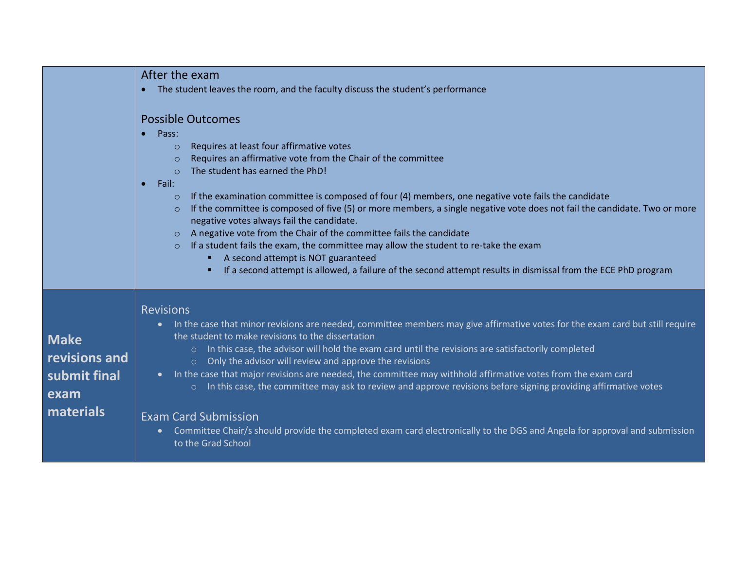| | |
|---|---|
| | **After the exam**<br>• The student leaves the room, and the faculty discuss the student's performance<br><br>**Possible Outcomes**<br>• Pass:<br>  ○ Requires at least four affirmative votes<br>  ○ Requires an affirmative vote from the Chair of the committee<br>  ○ The student has earned the PhD!<br>• Fail:<br>  ○ If the examination committee is composed of four (4) members, one negative vote fails the candidate<br>  ○ If the committee is composed of five (5) or more members, a single negative vote does not fail the candidate. Two or more negative votes always fail the candidate.<br>  ○ A negative vote from the Chair of the committee fails the candidate<br>  ○ If a student fails the exam, the committee may allow the student to re-take the exam<br>    ▪ A second attempt is NOT guaranteed<br>    ▪ If a second attempt is allowed, a failure of the second attempt results in dismissal from the ECE PhD program |
| **Make revisions and submit final exam materials** | **Revisions**<br>• In the case that minor revisions are needed, committee members may give affirmative votes for the exam card but still require the student to make revisions to the dissertation<br>  ○ In this case, the advisor will hold the exam card until the revisions are satisfactorily completed<br>  ○ Only the advisor will review and approve the revisions<br>• In the case that major revisions are needed, the committee may withhold affirmative votes from the exam card<br>  ○ In this case, the committee may ask to review and approve revisions before signing providing affirmative votes<br><br>**Exam Card Submission**<br>• Committee Chair/s should provide the completed exam card electronically to the DGS and Angela for approval and submission to the Grad School |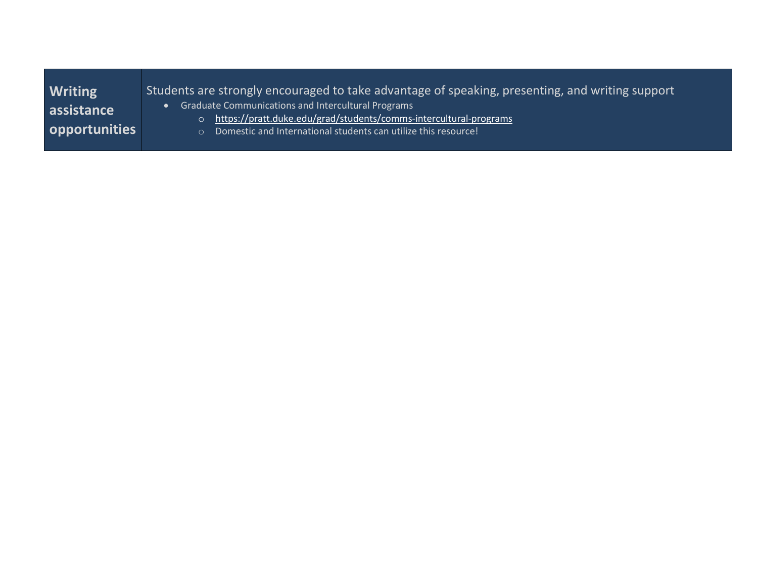| | |
|---|---|
| **Writing assistance opportunities** | Students are strongly encouraged to take advantage of speaking, presenting, and writing support<br>• Graduate Communications and Intercultural Programs<br>    ○ https://pratt.duke.edu/grad/students/comms-intercultural-programs<br>    ○ Domestic and International students can utilize this resource! |